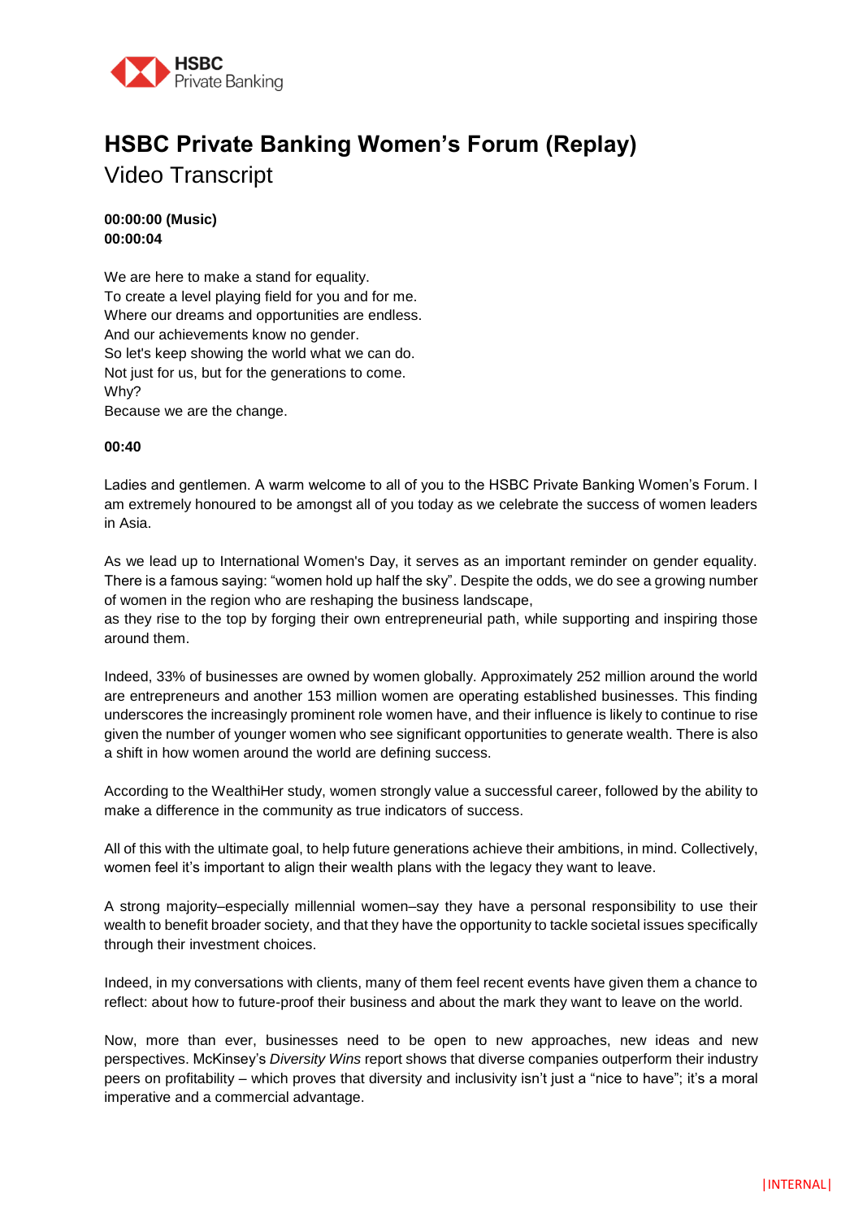# HSBC Private Banking Women's Forum (Replay)

## Video Transcript

**00:00:00 (Music)**
**00:00:04**

We are here to make a stand for equality.
To create a level playing field for you and for me.
Where our dreams and opportunities are endless.
And our achievements know no gender.
So let's keep showing the world what we can do.
Not just for us, but for the generations to come.
Why?
Because we are the change.

**00:40**

Ladies and gentlemen. A warm welcome to all of you to the HSBC Private Banking Women's Forum. I am extremely honoured to be amongst all of you today as we celebrate the success of women leaders in Asia.

As we lead up to International Women's Day, it serves as an important reminder on gender equality. There is a famous saying: "women hold up half the sky". Despite the odds, we do see a growing number of women in the region who are reshaping the business landscape,
as they rise to the top by forging their own entrepreneurial path, while supporting and inspiring those around them.

Indeed, 33% of businesses are owned by women globally. Approximately 252 million around the world are entrepreneurs and another 153 million women are operating established businesses. This finding underscores the increasingly prominent role women have, and their influence is likely to continue to rise given the number of younger women who see significant opportunities to generate wealth. There is also a shift in how women around the world are defining success.

According to the WealthiHer study, women strongly value a successful career, followed by the ability to make a difference in the community as true indicators of success.

All of this with the ultimate goal, to help future generations achieve their ambitions, in mind. Collectively, women feel it's important to align their wealth plans with the legacy they want to leave.

A strong majority–especially millennial women–say they have a personal responsibility to use their wealth to benefit broader society, and that they have the opportunity to tackle societal issues specifically through their investment choices.

Indeed, in my conversations with clients, many of them feel recent events have given them a chance to reflect: about how to future-proof their business and about the mark they want to leave on the world.

Now, more than ever, businesses need to be open to new approaches, new ideas and new perspectives. McKinsey's *Diversity Wins* report shows that diverse companies outperform their industry peers on profitability – which proves that diversity and inclusivity isn't just a "nice to have"; it's a moral imperative and a commercial advantage.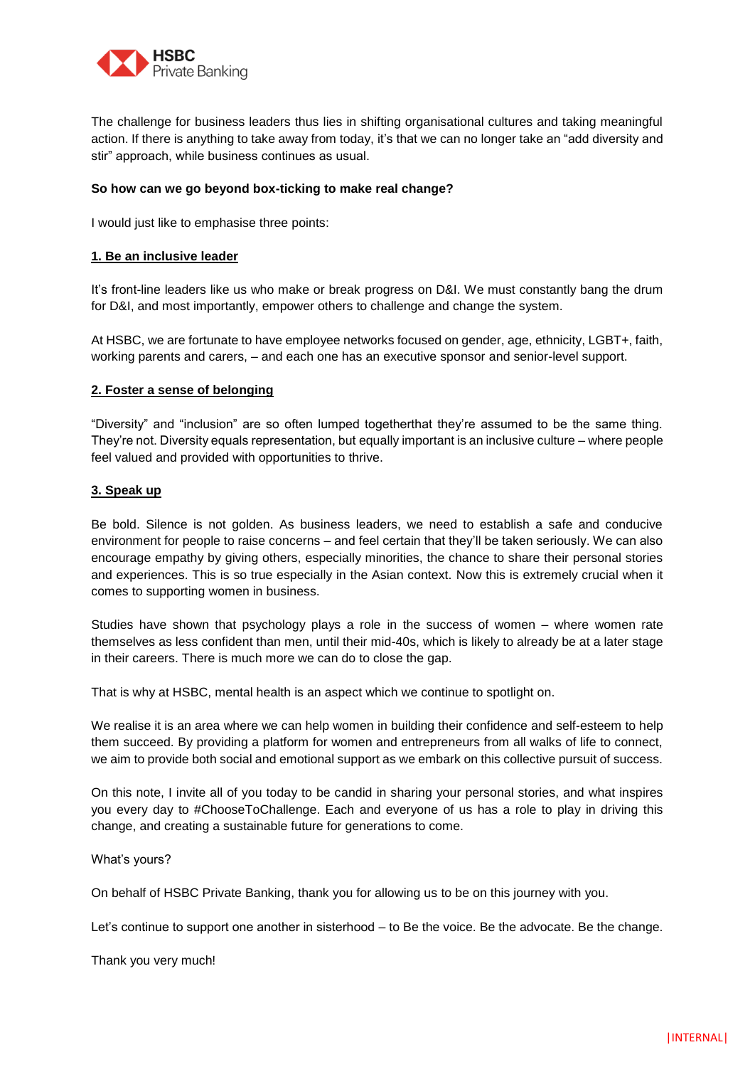The challenge for business leaders thus lies in shifting organisational cultures and taking meaningful action. If there is anything to take away from today, it's that we can no longer take an "add diversity and stir" approach, while business continues as usual.

**So how can we go beyond box-ticking to make real change?**

I would just like to emphasise three points:

**1. Be an inclusive leader**

It's front-line leaders like us who make or break progress on D&I. We must constantly bang the drum for D&I, and most importantly, empower others to challenge and change the system.

At HSBC, we are fortunate to have employee networks focused on gender, age, ethnicity, LGBT+, faith, working parents and carers, – and each one has an executive sponsor and senior-level support.

**2. Foster a sense of belonging**

"Diversity" and "inclusion" are so often lumped togetherthat they're assumed to be the same thing. They're not. Diversity equals representation, but equally important is an inclusive culture – where people feel valued and provided with opportunities to thrive.

**3. Speak up**

Be bold. Silence is not golden. As business leaders, we need to establish a safe and conducive environment for people to raise concerns – and feel certain that they'll be taken seriously. We can also encourage empathy by giving others, especially minorities, the chance to share their personal stories and experiences. This is so true especially in the Asian context. Now this is extremely crucial when it comes to supporting women in business.

Studies have shown that psychology plays a role in the success of women – where women rate themselves as less confident than men, until their mid-40s, which is likely to already be at a later stage in their careers. There is much more we can do to close the gap.

That is why at HSBC, mental health is an aspect which we continue to spotlight on.

We realise it is an area where we can help women in building their confidence and self-esteem to help them succeed. By providing a platform for women and entrepreneurs from all walks of life to connect, we aim to provide both social and emotional support as we embark on this collective pursuit of success.

On this note, I invite all of you today to be candid in sharing your personal stories, and what inspires you every day to #ChooseToChallenge. Each and everyone of us has a role to play in driving this change, and creating a sustainable future for generations to come.

What's yours?

On behalf of HSBC Private Banking, thank you for allowing us to be on this journey with you.

Let's continue to support one another in sisterhood – to Be the voice. Be the advocate. Be the change.

Thank you very much!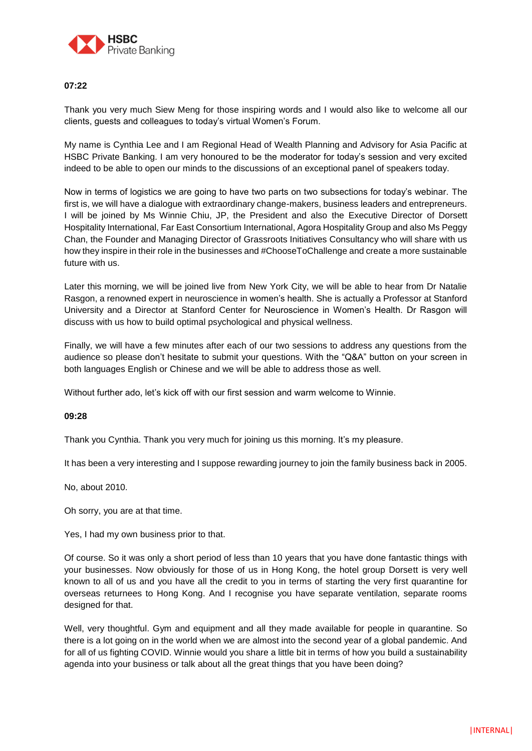**07:22**

Thank you very much Siew Meng for those inspiring words and I would also like to welcome all our clients, guests and colleagues to today's virtual Women's Forum.

My name is Cynthia Lee and I am Regional Head of Wealth Planning and Advisory for Asia Pacific at HSBC Private Banking. I am very honoured to be the moderator for today's session and very excited indeed to be able to open our minds to the discussions of an exceptional panel of speakers today.

Now in terms of logistics we are going to have two parts on two subsections for today's webinar. The first is, we will have a dialogue with extraordinary change-makers, business leaders and entrepreneurs. I will be joined by Ms Winnie Chiu, JP, the President and also the Executive Director of Dorsett Hospitality International, Far East Consortium International, Agora Hospitality Group and also Ms Peggy Chan, the Founder and Managing Director of Grassroots Initiatives Consultancy who will share with us how they inspire in their role in the businesses and #ChooseToChallenge and create a more sustainable future with us.

Later this morning, we will be joined live from New York City, we will be able to hear from Dr Natalie Rasgon, a renowned expert in neuroscience in women's health. She is actually a Professor at Stanford University and a Director at Stanford Center for Neuroscience in Women's Health. Dr Rasgon will discuss with us how to build optimal psychological and physical wellness.

Finally, we will have a few minutes after each of our two sessions to address any questions from the audience so please don't hesitate to submit your questions. With the "Q&A" button on your screen in both languages English or Chinese and we will be able to address those as well.

Without further ado, let's kick off with our first session and warm welcome to Winnie.

**09:28**

Thank you Cynthia. Thank you very much for joining us this morning. It's my pleasure.

It has been a very interesting and I suppose rewarding journey to join the family business back in 2005.

No, about 2010.

Oh sorry, you are at that time.

Yes, I had my own business prior to that.

Of course. So it was only a short period of less than 10 years that you have done fantastic things with your businesses. Now obviously for those of us in Hong Kong, the hotel group Dorsett is very well known to all of us and you have all the credit to you in terms of starting the very first quarantine for overseas returnees to Hong Kong. And I recognise you have separate ventilation, separate rooms designed for that.

Well, very thoughtful. Gym and equipment and all they made available for people in quarantine. So there is a lot going on in the world when we are almost into the second year of a global pandemic. And for all of us fighting COVID. Winnie would you share a little bit in terms of how you build a sustainability agenda into your business or talk about all the great things that you have been doing?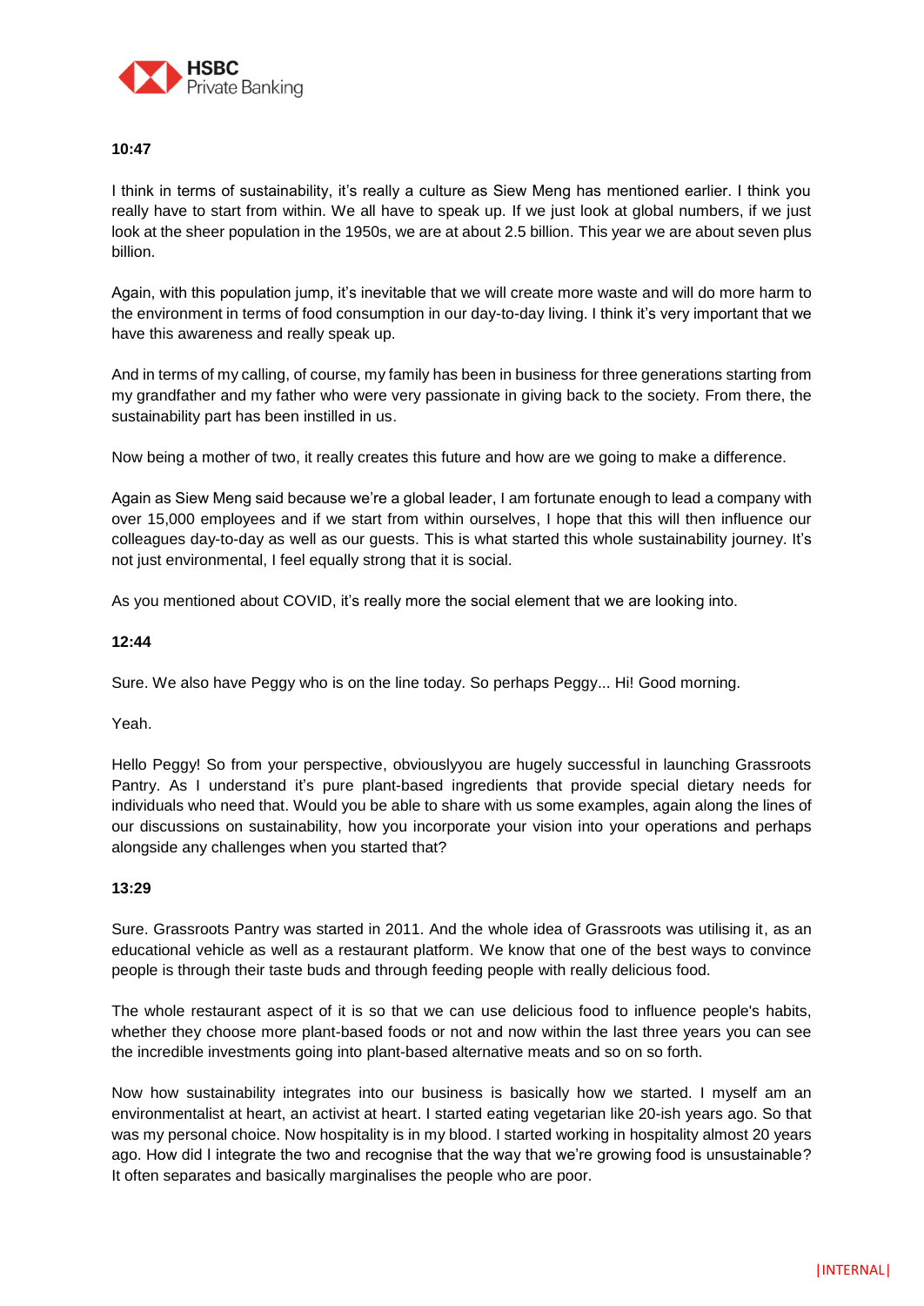**10:47**

I think in terms of sustainability, it's really a culture as Siew Meng has mentioned earlier. I think you really have to start from within. We all have to speak up. If we just look at global numbers, if we just look at the sheer population in the 1950s, we are at about 2.5 billion. This year we are about seven plus billion.

Again, with this population jump, it's inevitable that we will create more waste and will do more harm to the environment in terms of food consumption in our day-to-day living. I think it's very important that we have this awareness and really speak up.

And in terms of my calling, of course, my family has been in business for three generations starting from my grandfather and my father who were very passionate in giving back to the society. From there, the sustainability part has been instilled in us.

Now being a mother of two, it really creates this future and how are we going to make a difference.

Again as Siew Meng said because we're a global leader, I am fortunate enough to lead a company with over 15,000 employees and if we start from within ourselves, I hope that this will then influence our colleagues day-to-day as well as our guests. This is what started this whole sustainability journey. It's not just environmental, I feel equally strong that it is social.

As you mentioned about COVID, it's really more the social element that we are looking into.

**12:44**

Sure. We also have Peggy who is on the line today. So perhaps Peggy... Hi! Good morning.

Yeah.

Hello Peggy! So from your perspective, obviouslyyou are hugely successful in launching Grassroots Pantry. As I understand it's pure plant-based ingredients that provide special dietary needs for individuals who need that. Would you be able to share with us some examples, again along the lines of our discussions on sustainability, how you incorporate your vision into your operations and perhaps alongside any challenges when you started that?

**13:29**

Sure. Grassroots Pantry was started in 2011. And the whole idea of Grassroots was utilising it, as an educational vehicle as well as a restaurant platform. We know that one of the best ways to convince people is through their taste buds and through feeding people with really delicious food.

The whole restaurant aspect of it is so that we can use delicious food to influence people's habits, whether they choose more plant-based foods or not and now within the last three years you can see the incredible investments going into plant-based alternative meats and so on so forth.

Now how sustainability integrates into our business is basically how we started. I myself am an environmentalist at heart, an activist at heart. I started eating vegetarian like 20-ish years ago. So that was my personal choice. Now hospitality is in my blood. I started working in hospitality almost 20 years ago. How did I integrate the two and recognise that the way that we're growing food is unsustainable? It often separates and basically marginalises the people who are poor.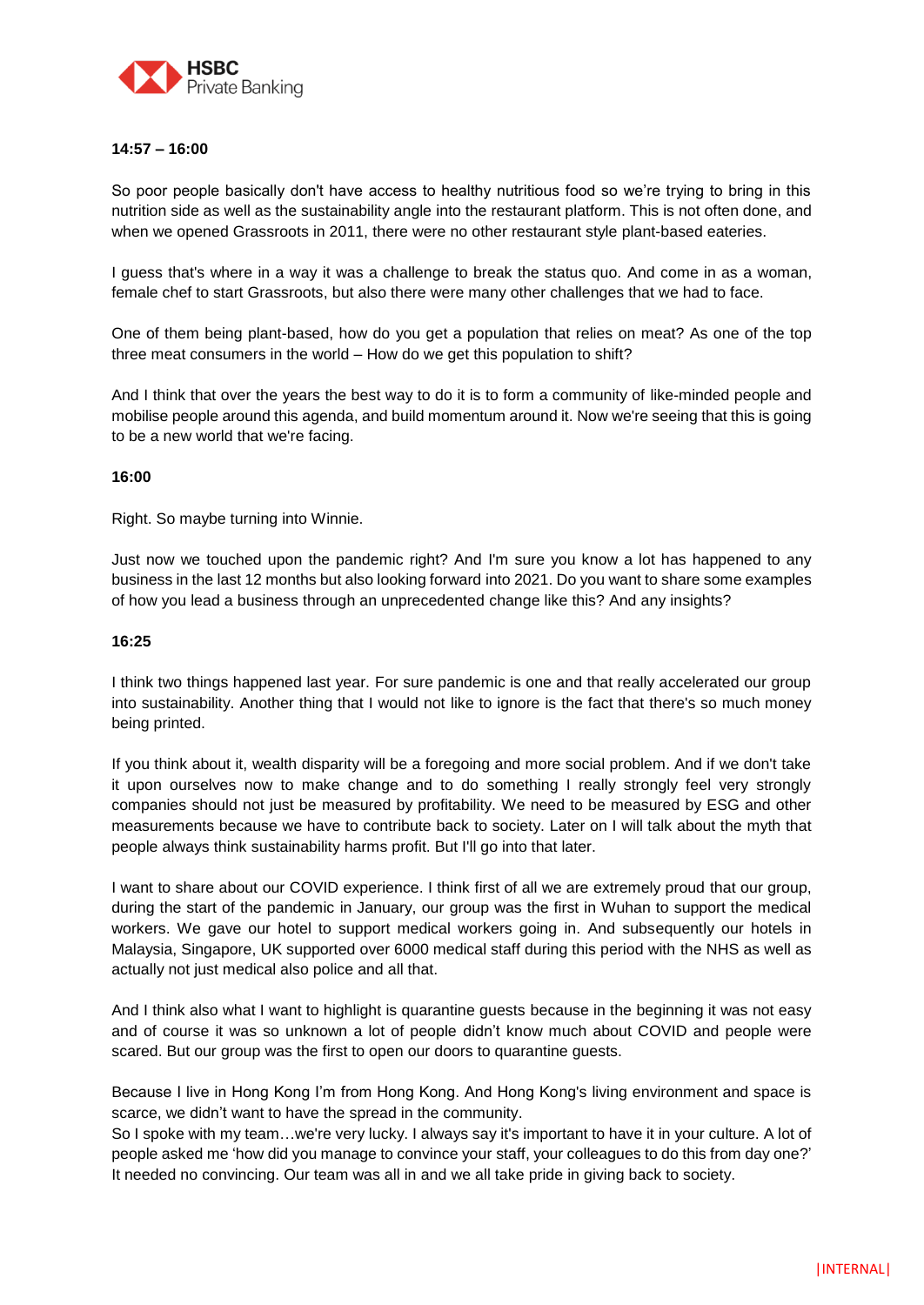**14:57 – 16:00**

So poor people basically don't have access to healthy nutritious food so we're trying to bring in this nutrition side as well as the sustainability angle into the restaurant platform. This is not often done, and when we opened Grassroots in 2011, there were no other restaurant style plant-based eateries.

I guess that's where in a way it was a challenge to break the status quo. And come in as a woman, female chef to start Grassroots, but also there were many other challenges that we had to face.

One of them being plant-based, how do you get a population that relies on meat? As one of the top three meat consumers in the world – How do we get this population to shift?

And I think that over the years the best way to do it is to form a community of like-minded people and mobilise people around this agenda, and build momentum around it. Now we're seeing that this is going to be a new world that we're facing.

**16:00**

Right. So maybe turning into Winnie.

Just now we touched upon the pandemic right? And I'm sure you know a lot has happened to any business in the last 12 months but also looking forward into 2021. Do you want to share some examples of how you lead a business through an unprecedented change like this? And any insights?

**16:25**

I think two things happened last year. For sure pandemic is one and that really accelerated our group into sustainability. Another thing that I would not like to ignore is the fact that there's so much money being printed.

If you think about it, wealth disparity will be a foregoing and more social problem. And if we don't take it upon ourselves now to make change and to do something I really strongly feel very strongly companies should not just be measured by profitability. We need to be measured by ESG and other measurements because we have to contribute back to society. Later on I will talk about the myth that people always think sustainability harms profit. But I'll go into that later.

I want to share about our COVID experience. I think first of all we are extremely proud that our group, during the start of the pandemic in January, our group was the first in Wuhan to support the medical workers. We gave our hotel to support medical workers going in. And subsequently our hotels in Malaysia, Singapore, UK supported over 6000 medical staff during this period with the NHS as well as actually not just medical also police and all that.

And I think also what I want to highlight is quarantine guests because in the beginning it was not easy and of course it was so unknown a lot of people didn't know much about COVID and people were scared. But our group was the first to open our doors to quarantine guests.

Because I live in Hong Kong I'm from Hong Kong. And Hong Kong's living environment and space is scarce, we didn't want to have the spread in the community.
So I spoke with my team…we're very lucky. I always say it's important to have it in your culture. A lot of people asked me 'how did you manage to convince your staff, your colleagues to do this from day one?' It needed no convincing. Our team was all in and we all take pride in giving back to society.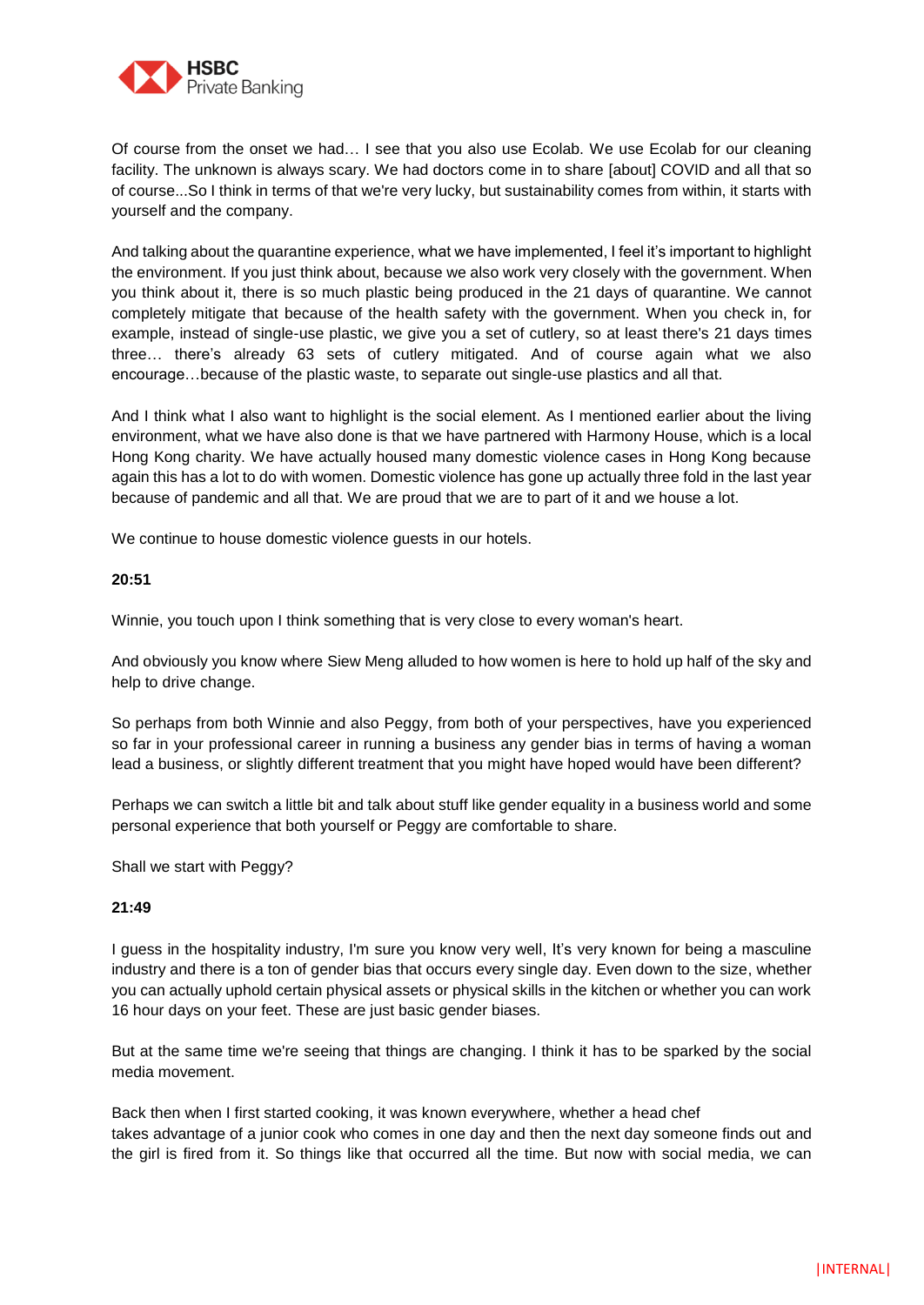Of course from the onset we had… I see that you also use Ecolab. We use Ecolab for our cleaning facility. The unknown is always scary. We had doctors come in to share [about] COVID and all that so of course...So I think in terms of that we're very lucky, but sustainability comes from within, it starts with yourself and the company.

And talking about the quarantine experience, what we have implemented, I feel it's important to highlight the environment. If you just think about, because we also work very closely with the government. When you think about it, there is so much plastic being produced in the 21 days of quarantine. We cannot completely mitigate that because of the health safety with the government. When you check in, for example, instead of single-use plastic, we give you a set of cutlery, so at least there's 21 days times three… there's already 63 sets of cutlery mitigated. And of course again what we also encourage…because of the plastic waste, to separate out single-use plastics and all that.

And I think what I also want to highlight is the social element. As I mentioned earlier about the living environment, what we have also done is that we have partnered with Harmony House, which is a local Hong Kong charity. We have actually housed many domestic violence cases in Hong Kong because again this has a lot to do with women. Domestic violence has gone up actually three fold in the last year because of pandemic and all that. We are proud that we are to part of it and we house a lot.

We continue to house domestic violence guests in our hotels.

**20:51**

Winnie, you touch upon I think something that is very close to every woman's heart.

And obviously you know where Siew Meng alluded to how women is here to hold up half of the sky and help to drive change.

So perhaps from both Winnie and also Peggy, from both of your perspectives, have you experienced so far in your professional career in running a business any gender bias in terms of having a woman lead a business, or slightly different treatment that you might have hoped would have been different?

Perhaps we can switch a little bit and talk about stuff like gender equality in a business world and some personal experience that both yourself or Peggy are comfortable to share.

Shall we start with Peggy?

**21:49**

I guess in the hospitality industry, I'm sure you know very well, It's very known for being a masculine industry and there is a ton of gender bias that occurs every single day. Even down to the size, whether you can actually uphold certain physical assets or physical skills in the kitchen or whether you can work 16 hour days on your feet. These are just basic gender biases.

But at the same time we're seeing that things are changing. I think it has to be sparked by the social media movement.

Back then when I first started cooking, it was known everywhere, whether a head chef takes advantage of a junior cook who comes in one day and then the next day someone finds out and the girl is fired from it. So things like that occurred all the time. But now with social media, we can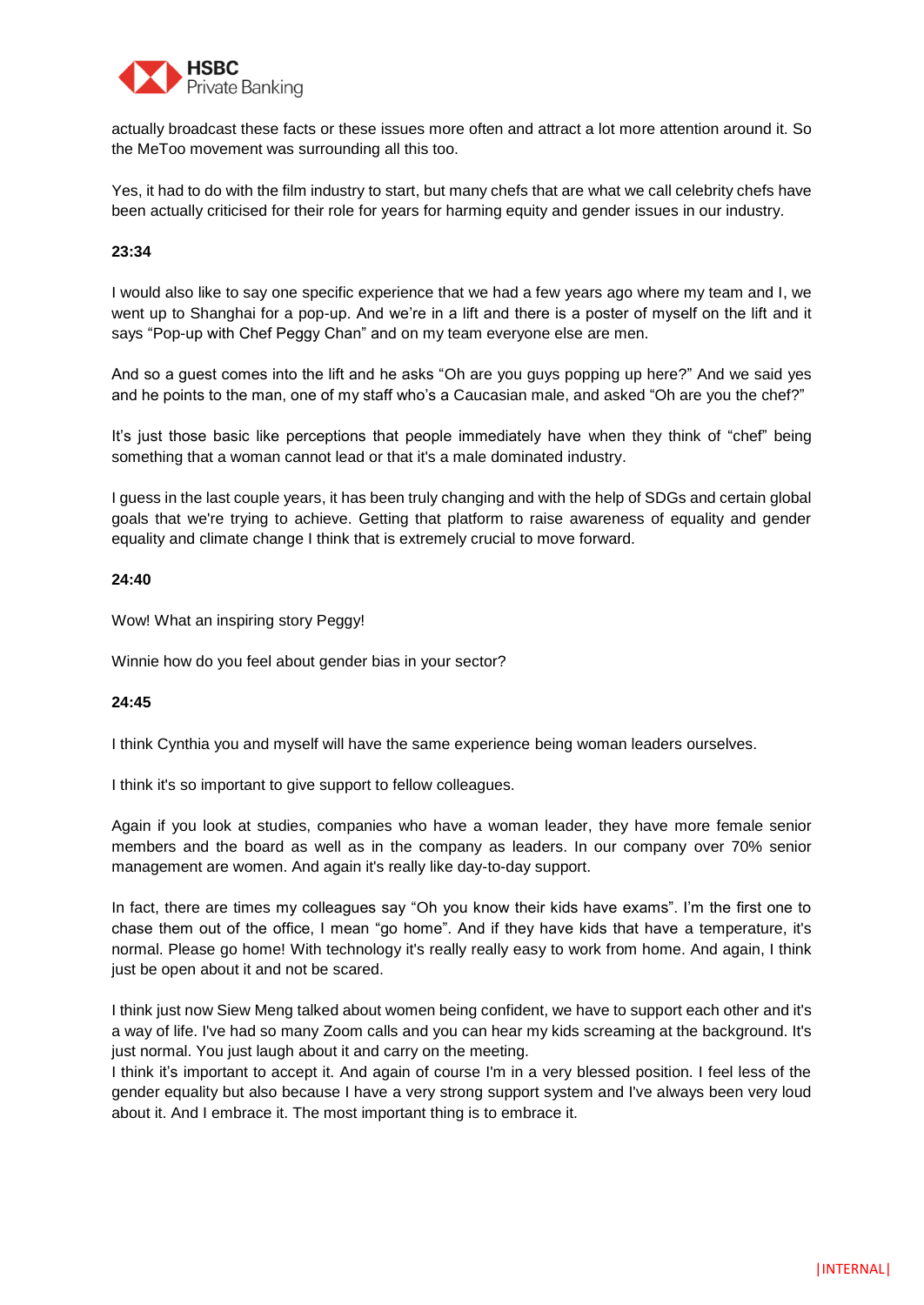actually broadcast these facts or these issues more often and attract a lot more attention around it. So the MeToo movement was surrounding all this too.

Yes, it had to do with the film industry to start, but many chefs that are what we call celebrity chefs have been actually criticised for their role for years for harming equity and gender issues in our industry.

**23:34**

I would also like to say one specific experience that we had a few years ago where my team and I, we went up to Shanghai for a pop-up. And we're in a lift and there is a poster of myself on the lift and it says "Pop-up with Chef Peggy Chan" and on my team everyone else are men.

And so a guest comes into the lift and he asks "Oh are you guys popping up here?" And we said yes and he points to the man, one of my staff who's a Caucasian male, and asked "Oh are you the chef?"

It's just those basic like perceptions that people immediately have when they think of "chef" being something that a woman cannot lead or that it's a male dominated industry.

I guess in the last couple years, it has been truly changing and with the help of SDGs and certain global goals that we're trying to achieve. Getting that platform to raise awareness of equality and gender equality and climate change I think that is extremely crucial to move forward.

**24:40**

Wow! What an inspiring story Peggy!

Winnie how do you feel about gender bias in your sector?

**24:45**

I think Cynthia you and myself will have the same experience being woman leaders ourselves.

I think it's so important to give support to fellow colleagues.

Again if you look at studies, companies who have a woman leader, they have more female senior members and the board as well as in the company as leaders. In our company over 70% senior management are women. And again it's really like day-to-day support.

In fact, there are times my colleagues say "Oh you know their kids have exams". I'm the first one to chase them out of the office, I mean "go home". And if they have kids that have a temperature, it's normal. Please go home! With technology it's really really easy to work from home. And again, I think just be open about it and not be scared.

I think just now Siew Meng talked about women being confident, we have to support each other and it's a way of life. I've had so many Zoom calls and you can hear my kids screaming at the background. It's just normal. You just laugh about it and carry on the meeting.
I think it's important to accept it. And again of course I'm in a very blessed position. I feel less of the gender equality but also because I have a very strong support system and I've always been very loud about it. And I embrace it. The most important thing is to embrace it.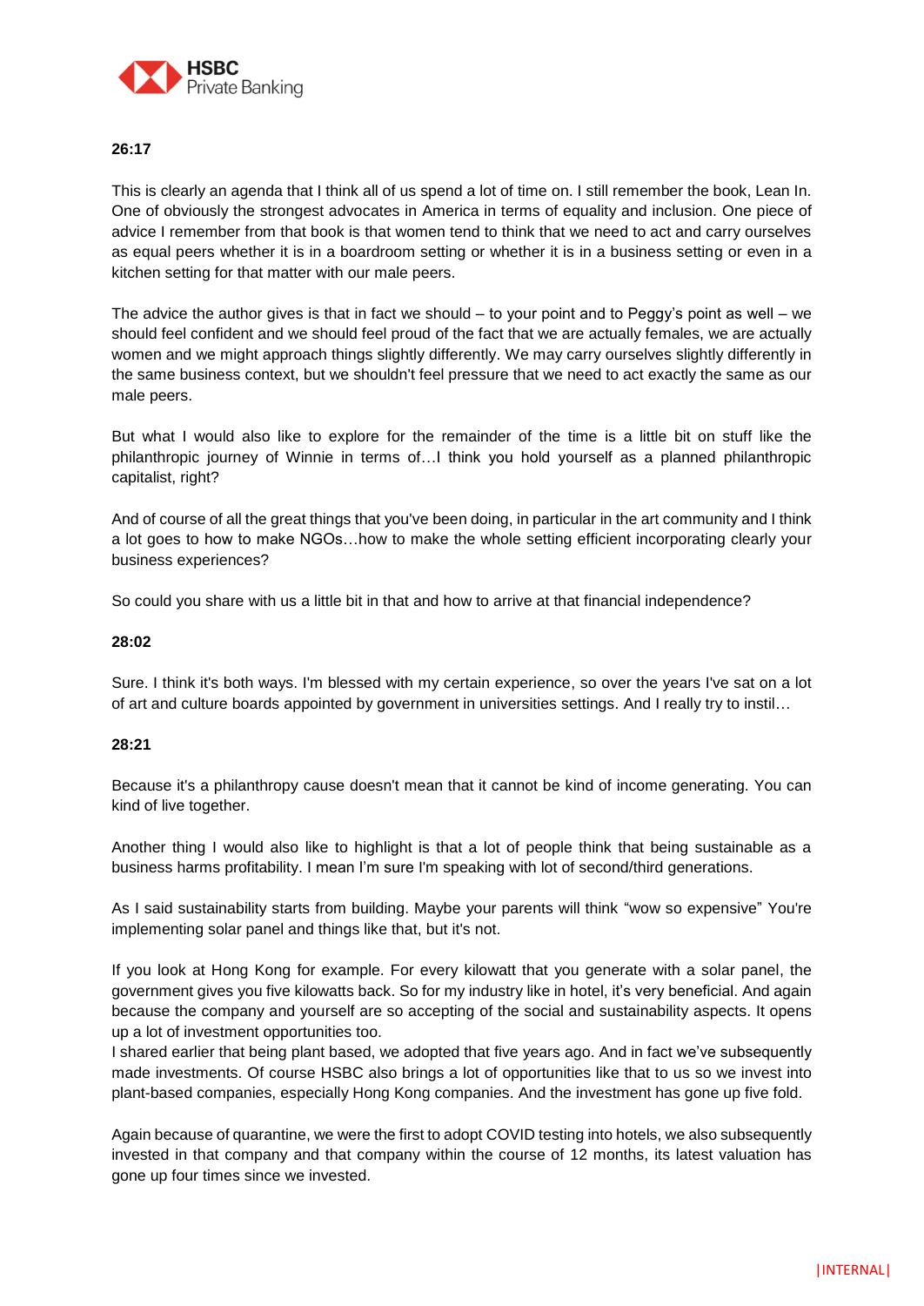**26:17**

This is clearly an agenda that I think all of us spend a lot of time on. I still remember the book, Lean In. One of obviously the strongest advocates in America in terms of equality and inclusion. One piece of advice I remember from that book is that women tend to think that we need to act and carry ourselves as equal peers whether it is in a boardroom setting or whether it is in a business setting or even in a kitchen setting for that matter with our male peers.

The advice the author gives is that in fact we should – to your point and to Peggy's point as well – we should feel confident and we should feel proud of the fact that we are actually females, we are actually women and we might approach things slightly differently. We may carry ourselves slightly differently in the same business context, but we shouldn't feel pressure that we need to act exactly the same as our male peers.

But what I would also like to explore for the remainder of the time is a little bit on stuff like the philanthropic journey of Winnie in terms of…I think you hold yourself as a planned philanthropic capitalist, right?

And of course of all the great things that you've been doing, in particular in the art community and I think a lot goes to how to make NGOs…how to make the whole setting efficient incorporating clearly your business experiences?

So could you share with us a little bit in that and how to arrive at that financial independence?

**28:02**

Sure. I think it's both ways. I'm blessed with my certain experience, so over the years I've sat on a lot of art and culture boards appointed by government in universities settings. And I really try to instil…

**28:21**

Because it's a philanthropy cause doesn't mean that it cannot be kind of income generating. You can kind of live together.

Another thing I would also like to highlight is that a lot of people think that being sustainable as a business harms profitability. I mean I'm sure I'm speaking with lot of second/third generations.

As I said sustainability starts from building. Maybe your parents will think "wow so expensive" You're implementing solar panel and things like that, but it's not.

If you look at Hong Kong for example. For every kilowatt that you generate with a solar panel, the government gives you five kilowatts back. So for my industry like in hotel, it's very beneficial. And again because the company and yourself are so accepting of the social and sustainability aspects. It opens up a lot of investment opportunities too.
I shared earlier that being plant based, we adopted that five years ago. And in fact we've subsequently made investments. Of course HSBC also brings a lot of opportunities like that to us so we invest into plant-based companies, especially Hong Kong companies. And the investment has gone up five fold.

Again because of quarantine, we were the first to adopt COVID testing into hotels, we also subsequently invested in that company and that company within the course of 12 months, its latest valuation has gone up four times since we invested.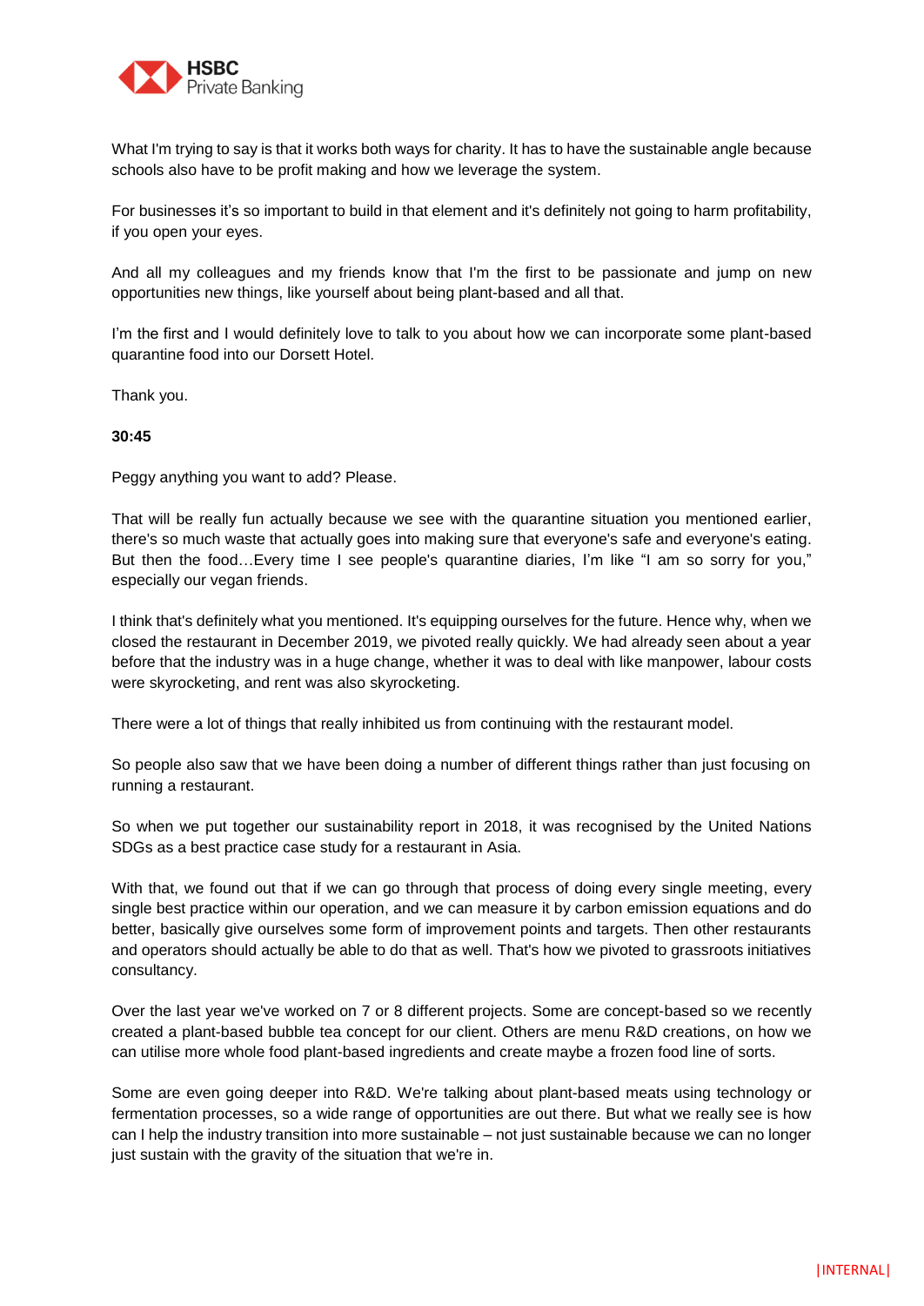What I'm trying to say is that it works both ways for charity. It has to have the sustainable angle because schools also have to be profit making and how we leverage the system.

For businesses it's so important to build in that element and it's definitely not going to harm profitability, if you open your eyes.

And all my colleagues and my friends know that I'm the first to be passionate and jump on new opportunities new things, like yourself about being plant-based and all that.

I'm the first and I would definitely love to talk to you about how we can incorporate some plant-based quarantine food into our Dorsett Hotel.

Thank you.

**30:45**

Peggy anything you want to add? Please.

That will be really fun actually because we see with the quarantine situation you mentioned earlier, there's so much waste that actually goes into making sure that everyone's safe and everyone's eating. But then the food…Every time I see people's quarantine diaries, I'm like "I am so sorry for you," especially our vegan friends.

I think that's definitely what you mentioned. It's equipping ourselves for the future. Hence why, when we closed the restaurant in December 2019, we pivoted really quickly. We had already seen about a year before that the industry was in a huge change, whether it was to deal with like manpower, labour costs were skyrocketing, and rent was also skyrocketing.

There were a lot of things that really inhibited us from continuing with the restaurant model.

So people also saw that we have been doing a number of different things rather than just focusing on running a restaurant.

So when we put together our sustainability report in 2018, it was recognised by the United Nations SDGs as a best practice case study for a restaurant in Asia.

With that, we found out that if we can go through that process of doing every single meeting, every single best practice within our operation, and we can measure it by carbon emission equations and do better, basically give ourselves some form of improvement points and targets. Then other restaurants and operators should actually be able to do that as well. That's how we pivoted to grassroots initiatives consultancy.

Over the last year we've worked on 7 or 8 different projects. Some are concept-based so we recently created a plant-based bubble tea concept for our client. Others are menu R&D creations, on how we can utilise more whole food plant-based ingredients and create maybe a frozen food line of sorts.

Some are even going deeper into R&D. We're talking about plant-based meats using technology or fermentation processes, so a wide range of opportunities are out there. But what we really see is how can I help the industry transition into more sustainable – not just sustainable because we can no longer just sustain with the gravity of the situation that we're in.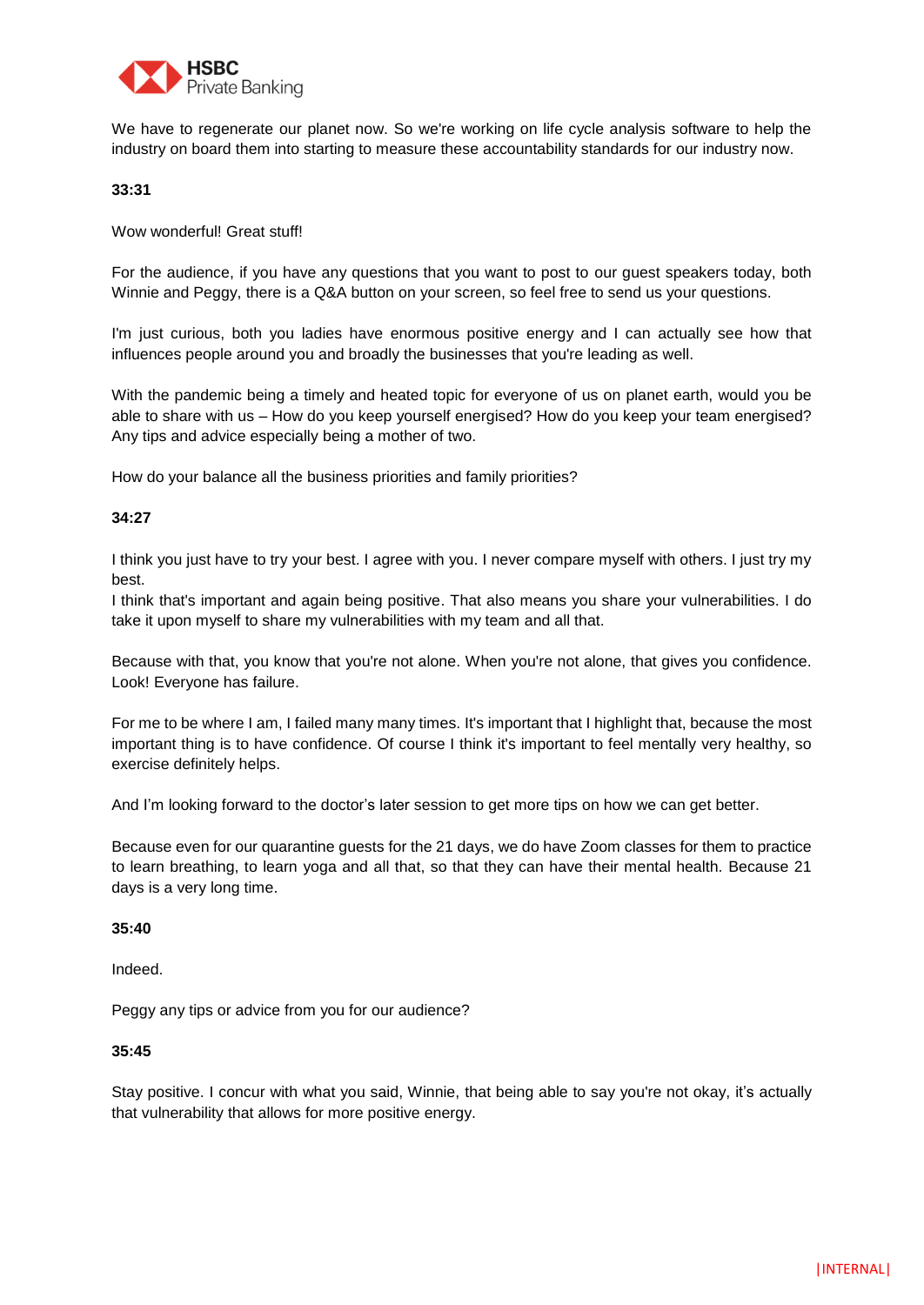We have to regenerate our planet now. So we're working on life cycle analysis software to help the industry on board them into starting to measure these accountability standards for our industry now.

**33:31**

Wow wonderful! Great stuff!

For the audience, if you have any questions that you want to post to our guest speakers today, both Winnie and Peggy, there is a Q&A button on your screen, so feel free to send us your questions.

I'm just curious, both you ladies have enormous positive energy and I can actually see how that influences people around you and broadly the businesses that you're leading as well.

With the pandemic being a timely and heated topic for everyone of us on planet earth, would you be able to share with us – How do you keep yourself energised? How do you keep your team energised? Any tips and advice especially being a mother of two.

How do your balance all the business priorities and family priorities?

**34:27**

I think you just have to try your best. I agree with you. I never compare myself with others. I just try my best.
I think that's important and again being positive. That also means you share your vulnerabilities. I do take it upon myself to share my vulnerabilities with my team and all that.

Because with that, you know that you're not alone. When you're not alone, that gives you confidence. Look! Everyone has failure.

For me to be where I am, I failed many many times. It's important that I highlight that, because the most important thing is to have confidence. Of course I think it's important to feel mentally very healthy, so exercise definitely helps.

And I'm looking forward to the doctor's later session to get more tips on how we can get better.

Because even for our quarantine guests for the 21 days, we do have Zoom classes for them to practice to learn breathing, to learn yoga and all that, so that they can have their mental health. Because 21 days is a very long time.

**35:40**

Indeed.

Peggy any tips or advice from you for our audience?

**35:45**

Stay positive. I concur with what you said, Winnie, that being able to say you're not okay, it's actually that vulnerability that allows for more positive energy.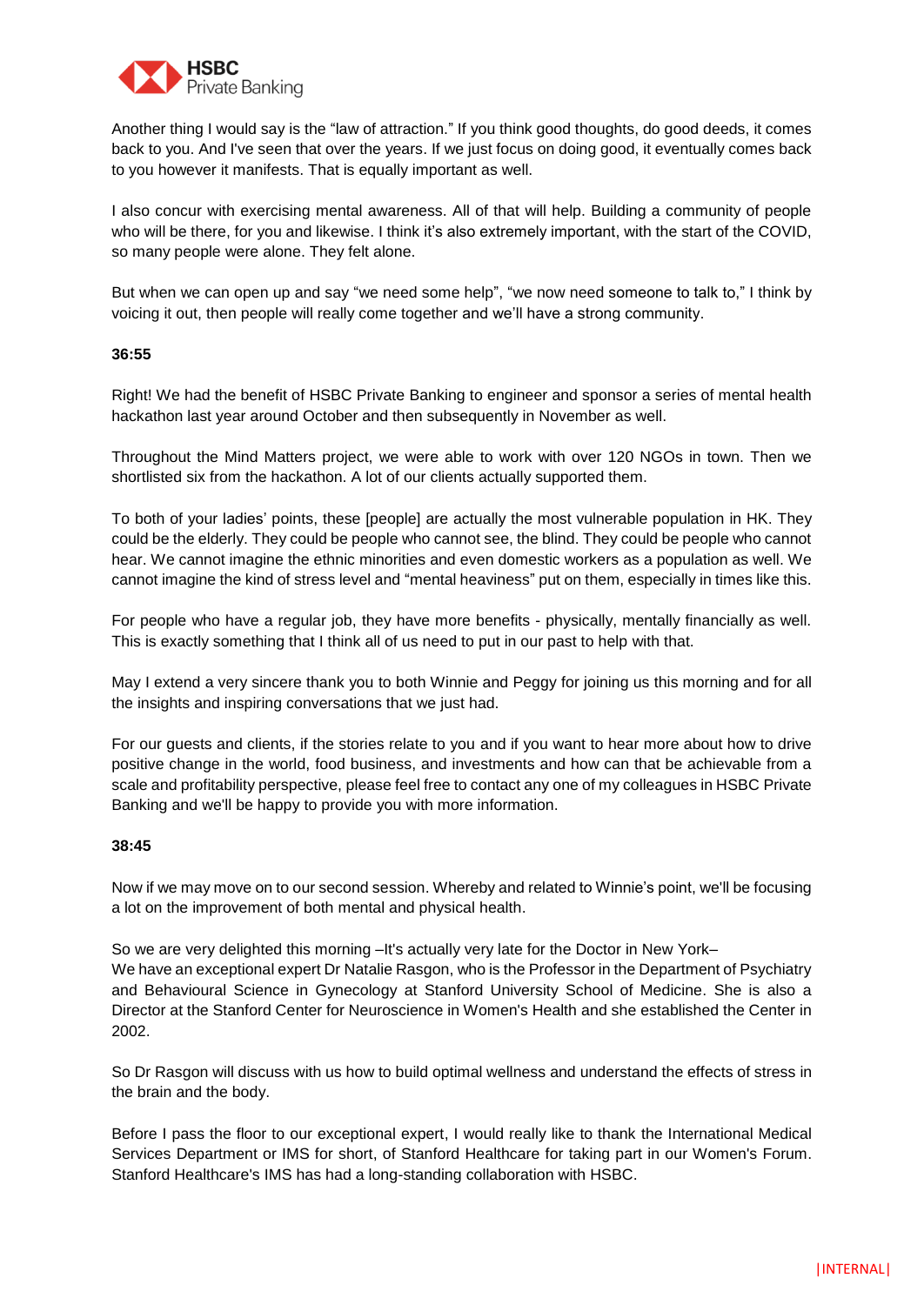Another thing I would say is the "law of attraction." If you think good thoughts, do good deeds, it comes back to you. And I've seen that over the years. If we just focus on doing good, it eventually comes back to you however it manifests. That is equally important as well.

I also concur with exercising mental awareness. All of that will help. Building a community of people who will be there, for you and likewise. I think it's also extremely important, with the start of the COVID, so many people were alone. They felt alone.

But when we can open up and say "we need some help", "we now need someone to talk to," I think by voicing it out, then people will really come together and we'll have a strong community.

**36:55**

Right! We had the benefit of HSBC Private Banking to engineer and sponsor a series of mental health hackathon last year around October and then subsequently in November as well.

Throughout the Mind Matters project, we were able to work with over 120 NGOs in town. Then we shortlisted six from the hackathon. A lot of our clients actually supported them.

To both of your ladies' points, these [people] are actually the most vulnerable population in HK. They could be the elderly. They could be people who cannot see, the blind. They could be people who cannot hear. We cannot imagine the ethnic minorities and even domestic workers as a population as well. We cannot imagine the kind of stress level and "mental heaviness" put on them, especially in times like this.

For people who have a regular job, they have more benefits - physically, mentally financially as well. This is exactly something that I think all of us need to put in our past to help with that.

May I extend a very sincere thank you to both Winnie and Peggy for joining us this morning and for all the insights and inspiring conversations that we just had.

For our guests and clients, if the stories relate to you and if you want to hear more about how to drive positive change in the world, food business, and investments and how can that be achievable from a scale and profitability perspective, please feel free to contact any one of my colleagues in HSBC Private Banking and we'll be happy to provide you with more information.

**38:45**

Now if we may move on to our second session. Whereby and related to Winnie's point, we'll be focusing a lot on the improvement of both mental and physical health.

So we are very delighted this morning –It's actually very late for the Doctor in New York–
We have an exceptional expert Dr Natalie Rasgon, who is the Professor in the Department of Psychiatry and Behavioural Science in Gynecology at Stanford University School of Medicine. She is also a Director at the Stanford Center for Neuroscience in Women's Health and she established the Center in 2002.

So Dr Rasgon will discuss with us how to build optimal wellness and understand the effects of stress in the brain and the body.

Before I pass the floor to our exceptional expert, I would really like to thank the International Medical Services Department or IMS for short, of Stanford Healthcare for taking part in our Women's Forum. Stanford Healthcare's IMS has had a long-standing collaboration with HSBC.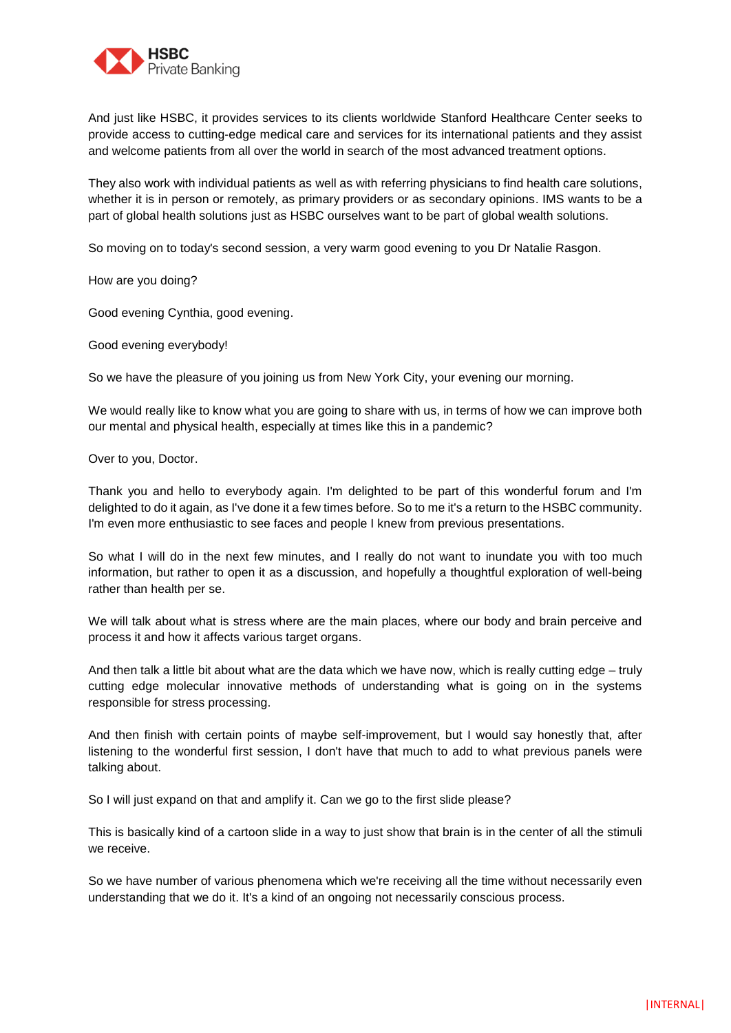And just like HSBC, it provides services to its clients worldwide Stanford Healthcare Center seeks to provide access to cutting-edge medical care and services for its international patients and they assist and welcome patients from all over the world in search of the most advanced treatment options.

They also work with individual patients as well as with referring physicians to find health care solutions, whether it is in person or remotely, as primary providers or as secondary opinions. IMS wants to be a part of global health solutions just as HSBC ourselves want to be part of global wealth solutions.

So moving on to today's second session, a very warm good evening to you Dr Natalie Rasgon.

How are you doing?

Good evening Cynthia, good evening.

Good evening everybody!

So we have the pleasure of you joining us from New York City, your evening our morning.

We would really like to know what you are going to share with us, in terms of how we can improve both our mental and physical health, especially at times like this in a pandemic?

Over to you, Doctor.

Thank you and hello to everybody again. I'm delighted to be part of this wonderful forum and I'm delighted to do it again, as I've done it a few times before. So to me it's a return to the HSBC community. I'm even more enthusiastic to see faces and people I knew from previous presentations.

So what I will do in the next few minutes, and I really do not want to inundate you with too much information, but rather to open it as a discussion, and hopefully a thoughtful exploration of well-being rather than health per se.

We will talk about what is stress where are the main places, where our body and brain perceive and process it and how it affects various target organs.

And then talk a little bit about what are the data which we have now, which is really cutting edge – truly cutting edge molecular innovative methods of understanding what is going on in the systems responsible for stress processing.

And then finish with certain points of maybe self-improvement, but I would say honestly that, after listening to the wonderful first session, I don't have that much to add to what previous panels were talking about.

So I will just expand on that and amplify it. Can we go to the first slide please?

This is basically kind of a cartoon slide in a way to just show that brain is in the center of all the stimuli we receive.

So we have number of various phenomena which we're receiving all the time without necessarily even understanding that we do it. It's a kind of an ongoing not necessarily conscious process.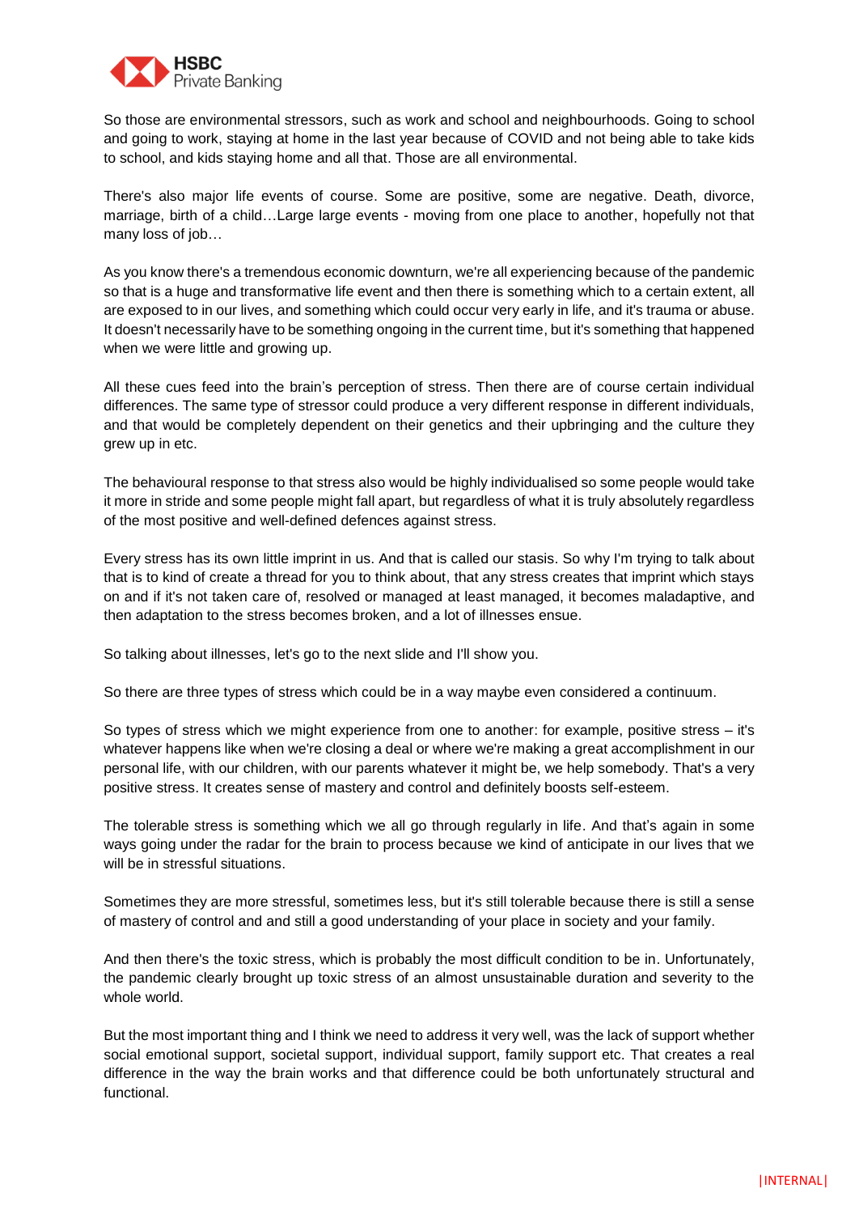So those are environmental stressors, such as work and school and neighbourhoods. Going to school and going to work, staying at home in the last year because of COVID and not being able to take kids to school, and kids staying home and all that. Those are all environmental.

There's also major life events of course. Some are positive, some are negative. Death, divorce, marriage, birth of a child…Large large events - moving from one place to another, hopefully not that many loss of job…

As you know there's a tremendous economic downturn, we're all experiencing because of the pandemic so that is a huge and transformative life event and then there is something which to a certain extent, all are exposed to in our lives, and something which could occur very early in life, and it's trauma or abuse. It doesn't necessarily have to be something ongoing in the current time, but it's something that happened when we were little and growing up.

All these cues feed into the brain's perception of stress. Then there are of course certain individual differences. The same type of stressor could produce a very different response in different individuals, and that would be completely dependent on their genetics and their upbringing and the culture they grew up in etc.

The behavioural response to that stress also would be highly individualised so some people would take it more in stride and some people might fall apart, but regardless of what it is truly absolutely regardless of the most positive and well-defined defences against stress.

Every stress has its own little imprint in us. And that is called our stasis. So why I'm trying to talk about that is to kind of create a thread for you to think about, that any stress creates that imprint which stays on and if it's not taken care of, resolved or managed at least managed, it becomes maladaptive, and then adaptation to the stress becomes broken, and a lot of illnesses ensue.

So talking about illnesses, let's go to the next slide and I'll show you.

So there are three types of stress which could be in a way maybe even considered a continuum.

So types of stress which we might experience from one to another: for example, positive stress – it's whatever happens like when we're closing a deal or where we're making a great accomplishment in our personal life, with our children, with our parents whatever it might be, we help somebody. That's a very positive stress. It creates sense of mastery and control and definitely boosts self-esteem.

The tolerable stress is something which we all go through regularly in life. And that's again in some ways going under the radar for the brain to process because we kind of anticipate in our lives that we will be in stressful situations.

Sometimes they are more stressful, sometimes less, but it's still tolerable because there is still a sense of mastery of control and and still a good understanding of your place in society and your family.

And then there's the toxic stress, which is probably the most difficult condition to be in. Unfortunately, the pandemic clearly brought up toxic stress of an almost unsustainable duration and severity to the whole world.

But the most important thing and I think we need to address it very well, was the lack of support whether social emotional support, societal support, individual support, family support etc. That creates a real difference in the way the brain works and that difference could be both unfortunately structural and functional.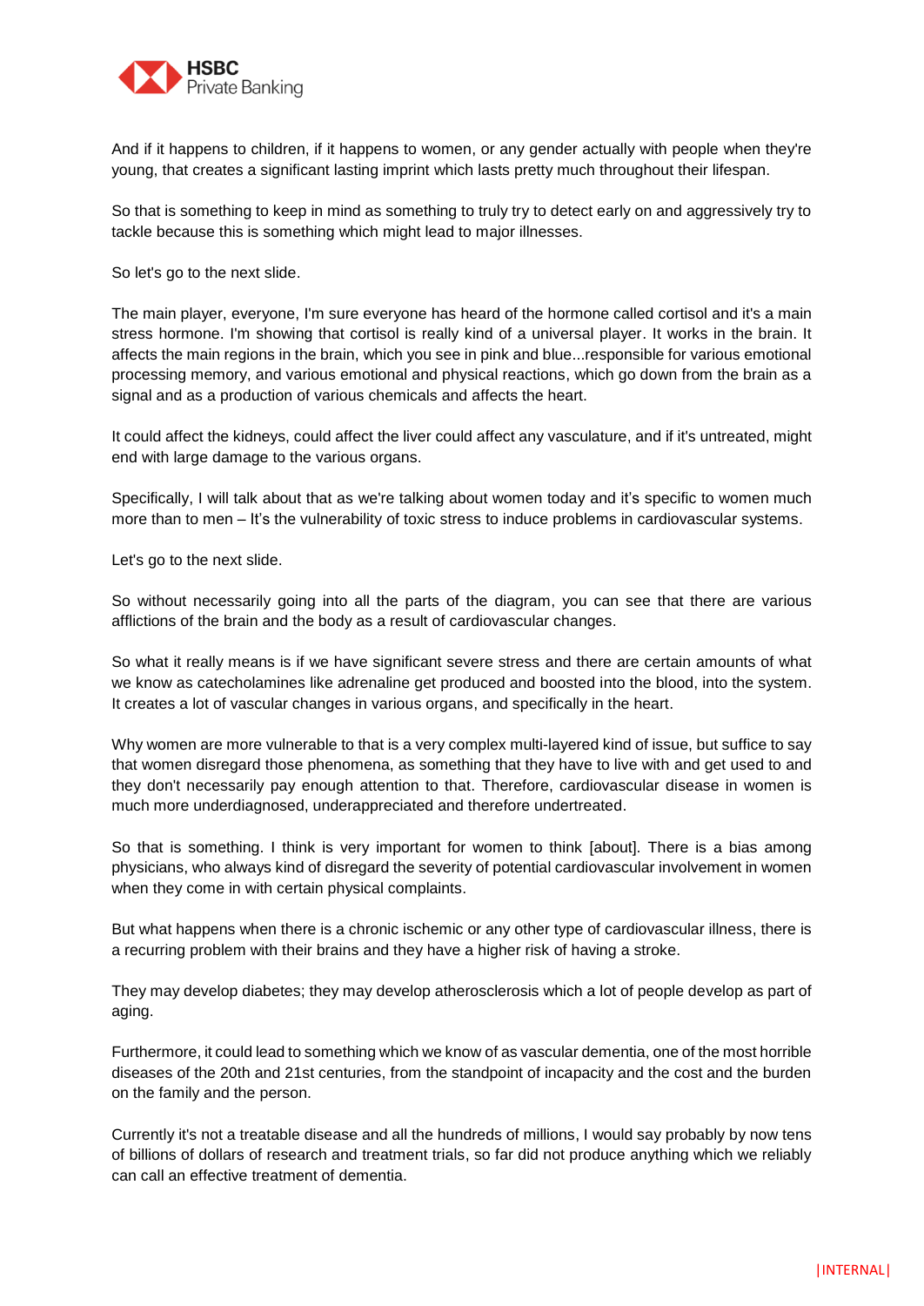And if it happens to children, if it happens to women, or any gender actually with people when they're young, that creates a significant lasting imprint which lasts pretty much throughout their lifespan.

So that is something to keep in mind as something to truly try to detect early on and aggressively try to tackle because this is something which might lead to major illnesses.

So let's go to the next slide.

The main player, everyone, I'm sure everyone has heard of the hormone called cortisol and it's a main stress hormone. I'm showing that cortisol is really kind of a universal player. It works in the brain. It affects the main regions in the brain, which you see in pink and blue...responsible for various emotional processing memory, and various emotional and physical reactions, which go down from the brain as a signal and as a production of various chemicals and affects the heart.

It could affect the kidneys, could affect the liver could affect any vasculature, and if it's untreated, might end with large damage to the various organs.

Specifically, I will talk about that as we're talking about women today and it's specific to women much more than to men – It's the vulnerability of toxic stress to induce problems in cardiovascular systems.

Let's go to the next slide.

So without necessarily going into all the parts of the diagram, you can see that there are various afflictions of the brain and the body as a result of cardiovascular changes.

So what it really means is if we have significant severe stress and there are certain amounts of what we know as catecholamines like adrenaline get produced and boosted into the blood, into the system. It creates a lot of vascular changes in various organs, and specifically in the heart.

Why women are more vulnerable to that is a very complex multi-layered kind of issue, but suffice to say that women disregard those phenomena, as something that they have to live with and get used to and they don't necessarily pay enough attention to that. Therefore, cardiovascular disease in women is much more underdiagnosed, underappreciated and therefore undertreated.

So that is something. I think is very important for women to think [about]. There is a bias among physicians, who always kind of disregard the severity of potential cardiovascular involvement in women when they come in with certain physical complaints.

But what happens when there is a chronic ischemic or any other type of cardiovascular illness, there is a recurring problem with their brains and they have a higher risk of having a stroke.

They may develop diabetes; they may develop atherosclerosis which a lot of people develop as part of aging.

Furthermore, it could lead to something which we know of as vascular dementia, one of the most horrible diseases of the 20th and 21st centuries, from the standpoint of incapacity and the cost and the burden on the family and the person.

Currently it's not a treatable disease and all the hundreds of millions, I would say probably by now tens of billions of dollars of research and treatment trials, so far did not produce anything which we reliably can call an effective treatment of dementia.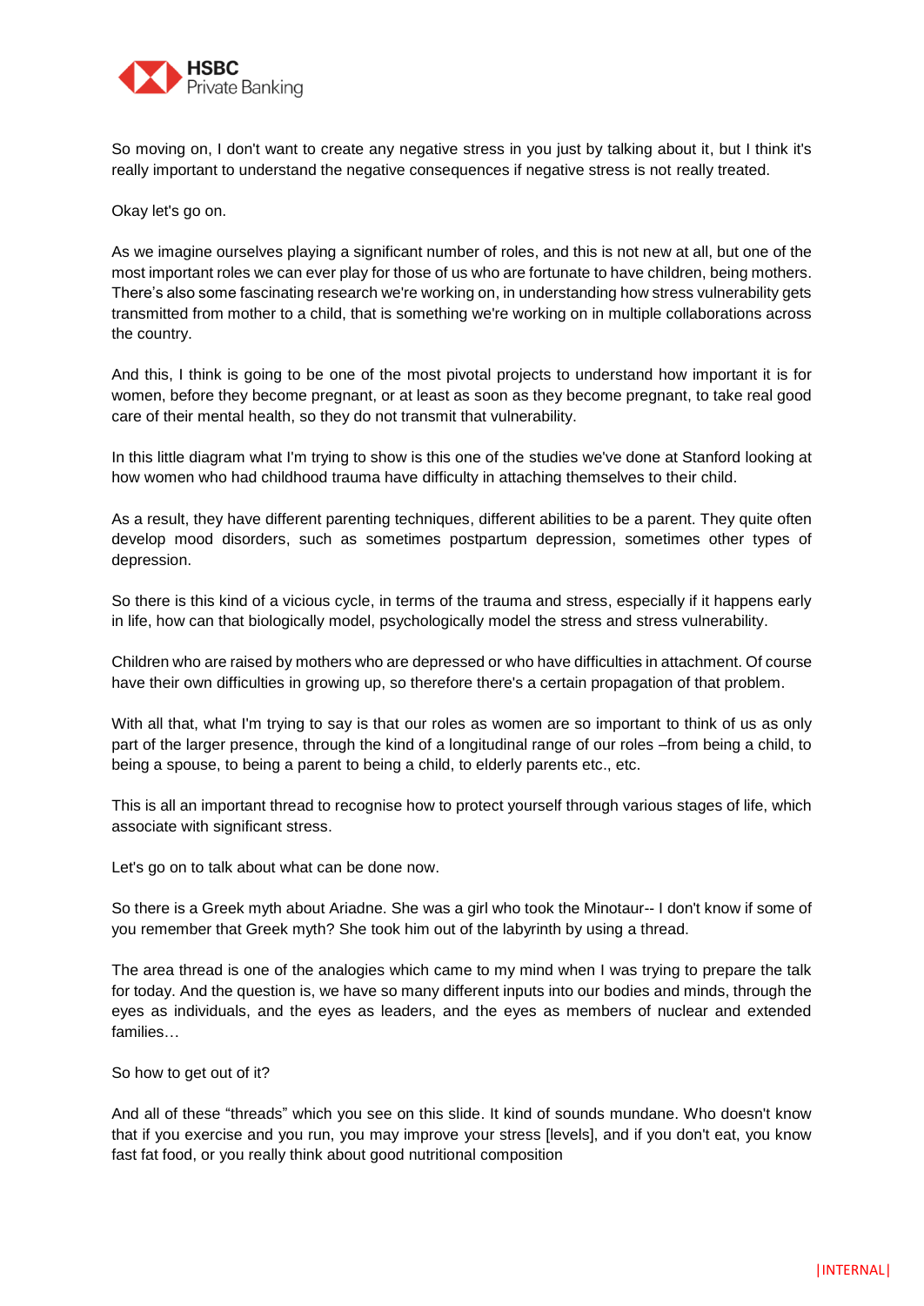So moving on, I don't want to create any negative stress in you just by talking about it, but I think it's really important to understand the negative consequences if negative stress is not really treated.

Okay let's go on.

As we imagine ourselves playing a significant number of roles, and this is not new at all, but one of the most important roles we can ever play for those of us who are fortunate to have children, being mothers. There's also some fascinating research we're working on, in understanding how stress vulnerability gets transmitted from mother to a child, that is something we're working on in multiple collaborations across the country.

And this, I think is going to be one of the most pivotal projects to understand how important it is for women, before they become pregnant, or at least as soon as they become pregnant, to take real good care of their mental health, so they do not transmit that vulnerability.

In this little diagram what I'm trying to show is this one of the studies we've done at Stanford looking at how women who had childhood trauma have difficulty in attaching themselves to their child.

As a result, they have different parenting techniques, different abilities to be a parent. They quite often develop mood disorders, such as sometimes postpartum depression, sometimes other types of depression.

So there is this kind of a vicious cycle, in terms of the trauma and stress, especially if it happens early in life, how can that biologically model, psychologically model the stress and stress vulnerability.

Children who are raised by mothers who are depressed or who have difficulties in attachment. Of course have their own difficulties in growing up, so therefore there's a certain propagation of that problem.

With all that, what I'm trying to say is that our roles as women are so important to think of us as only part of the larger presence, through the kind of a longitudinal range of our roles –from being a child, to being a spouse, to being a parent to being a child, to elderly parents etc., etc.

This is all an important thread to recognise how to protect yourself through various stages of life, which associate with significant stress.

Let's go on to talk about what can be done now.

So there is a Greek myth about Ariadne. She was a girl who took the Minotaur-- I don't know if some of you remember that Greek myth? She took him out of the labyrinth by using a thread.

The area thread is one of the analogies which came to my mind when I was trying to prepare the talk for today. And the question is, we have so many different inputs into our bodies and minds, through the eyes as individuals, and the eyes as leaders, and the eyes as members of nuclear and extended families…

So how to get out of it?

And all of these "threads" which you see on this slide. It kind of sounds mundane. Who doesn't know that if you exercise and you run, you may improve your stress [levels], and if you don't eat, you know fast fat food, or you really think about good nutritional composition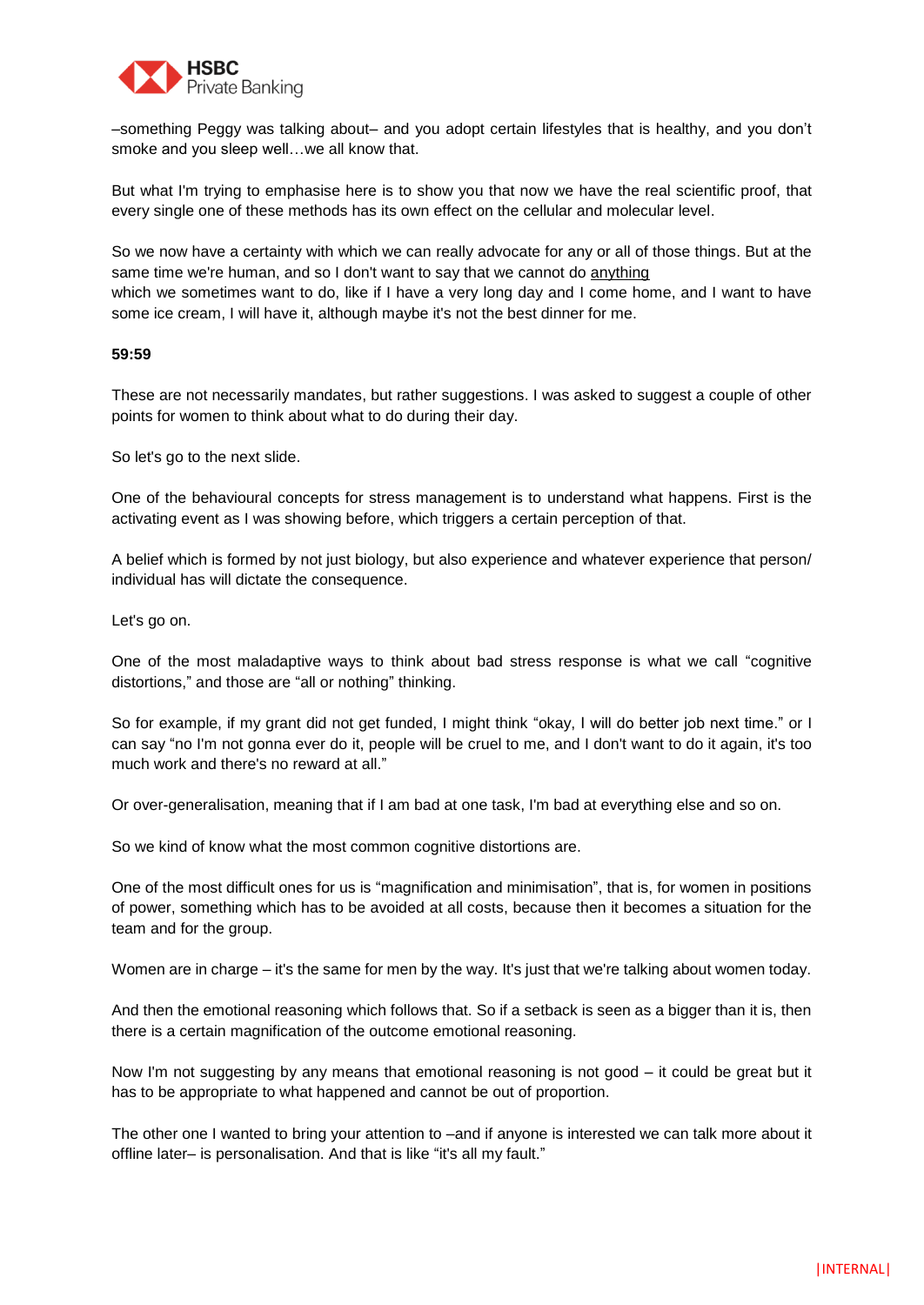–something Peggy was talking about– and you adopt certain lifestyles that is healthy, and you don't smoke and you sleep well…we all know that.

But what I'm trying to emphasise here is to show you that now we have the real scientific proof, that every single one of these methods has its own effect on the cellular and molecular level.

So we now have a certainty with which we can really advocate for any or all of those things. But at the same time we're human, and so I don't want to say that we cannot do anything
which we sometimes want to do, like if I have a very long day and I come home, and I want to have some ice cream, I will have it, although maybe it's not the best dinner for me.

**59:59**

These are not necessarily mandates, but rather suggestions. I was asked to suggest a couple of other points for women to think about what to do during their day.

So let's go to the next slide.

One of the behavioural concepts for stress management is to understand what happens. First is the activating event as I was showing before, which triggers a certain perception of that.

A belief which is formed by not just biology, but also experience and whatever experience that person/ individual has will dictate the consequence.

Let's go on.

One of the most maladaptive ways to think about bad stress response is what we call "cognitive distortions," and those are "all or nothing" thinking.

So for example, if my grant did not get funded, I might think "okay, I will do better job next time." or I can say "no I'm not gonna ever do it, people will be cruel to me, and I don't want to do it again, it's too much work and there's no reward at all."

Or over-generalisation, meaning that if I am bad at one task, I'm bad at everything else and so on.

So we kind of know what the most common cognitive distortions are.

One of the most difficult ones for us is "magnification and minimisation", that is, for women in positions of power, something which has to be avoided at all costs, because then it becomes a situation for the team and for the group.

Women are in charge – it's the same for men by the way. It's just that we're talking about women today.

And then the emotional reasoning which follows that. So if a setback is seen as a bigger than it is, then there is a certain magnification of the outcome emotional reasoning.

Now I'm not suggesting by any means that emotional reasoning is not good – it could be great but it has to be appropriate to what happened and cannot be out of proportion.

The other one I wanted to bring your attention to –and if anyone is interested we can talk more about it offline later– is personalisation. And that is like "it's all my fault."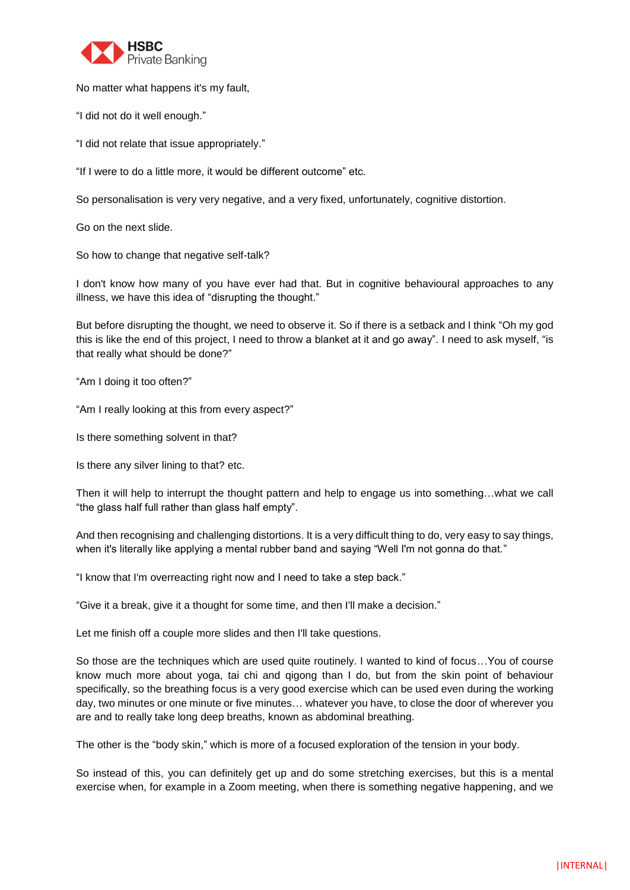No matter what happens it's my fault,

“I did not do it well enough.”

“I did not relate that issue appropriately.”

“If I were to do a little more, it would be different outcome” etc.

So personalisation is very very negative, and a very fixed, unfortunately, cognitive distortion.

Go on the next slide.

So how to change that negative self-talk?

I don't know how many of you have ever had that. But in cognitive behavioural approaches to any illness, we have this idea of “disrupting the thought.”

But before disrupting the thought, we need to observe it. So if there is a setback and I think “Oh my god this is like the end of this project, I need to throw a blanket at it and go away”. I need to ask myself, “is that really what should be done?”

“Am I doing it too often?”

“Am I really looking at this from every aspect?”

Is there something solvent in that?

Is there any silver lining to that? etc.

Then it will help to interrupt the thought pattern and help to engage us into something…what we call “the glass half full rather than glass half empty”.

And then recognising and challenging distortions. It is a very difficult thing to do, very easy to say things, when it's literally like applying a mental rubber band and saying “Well I'm not gonna do that.”

“I know that I'm overreacting right now and I need to take a step back.”

“Give it a break, give it a thought for some time, and then I'll make a decision.”

Let me finish off a couple more slides and then I'll take questions.

So those are the techniques which are used quite routinely. I wanted to kind of focus…You of course know much more about yoga, tai chi and qigong than I do, but from the skin point of behaviour specifically, so the breathing focus is a very good exercise which can be used even during the working day, two minutes or one minute or five minutes… whatever you have, to close the door of wherever you are and to really take long deep breaths, known as abdominal breathing.

The other is the “body skin,” which is more of a focused exploration of the tension in your body.

So instead of this, you can definitely get up and do some stretching exercises, but this is a mental exercise when, for example in a Zoom meeting, when there is something negative happening, and we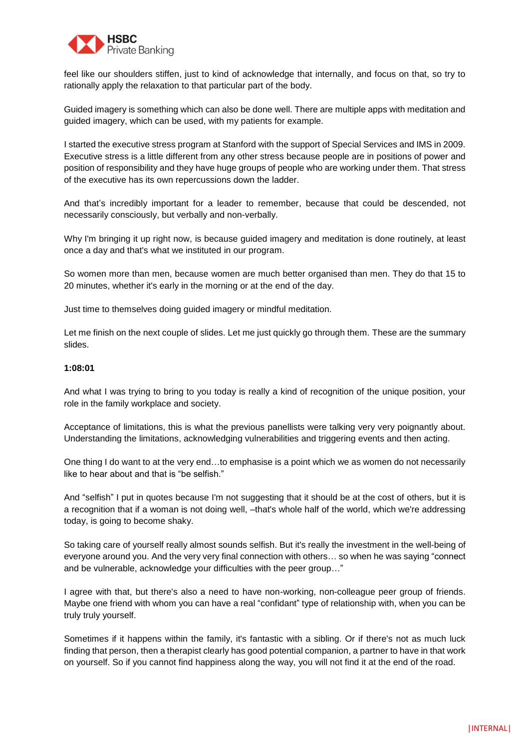feel like our shoulders stiffen, just to kind of acknowledge that internally, and focus on that, so try to rationally apply the relaxation to that particular part of the body.

Guided imagery is something which can also be done well. There are multiple apps with meditation and guided imagery, which can be used, with my patients for example.

I started the executive stress program at Stanford with the support of Special Services and IMS in 2009. Executive stress is a little different from any other stress because people are in positions of power and position of responsibility and they have huge groups of people who are working under them. That stress of the executive has its own repercussions down the ladder.

And that's incredibly important for a leader to remember, because that could be descended, not necessarily consciously, but verbally and non-verbally.

Why I'm bringing it up right now, is because guided imagery and meditation is done routinely, at least once a day and that's what we instituted in our program.

So women more than men, because women are much better organised than men. They do that 15 to 20 minutes, whether it's early in the morning or at the end of the day.

Just time to themselves doing guided imagery or mindful meditation.

Let me finish on the next couple of slides. Let me just quickly go through them. These are the summary slides.

**1:08:01**

And what I was trying to bring to you today is really a kind of recognition of the unique position, your role in the family workplace and society.

Acceptance of limitations, this is what the previous panellists were talking very very poignantly about. Understanding the limitations, acknowledging vulnerabilities and triggering events and then acting.

One thing I do want to at the very end…to emphasise is a point which we as women do not necessarily like to hear about and that is "be selfish."

And "selfish" I put in quotes because I'm not suggesting that it should be at the cost of others, but it is a recognition that if a woman is not doing well, –that's whole half of the world, which we're addressing today, is going to become shaky.

So taking care of yourself really almost sounds selfish. But it's really the investment in the well-being of everyone around you. And the very very final connection with others… so when he was saying "connect and be vulnerable, acknowledge your difficulties with the peer group…"

I agree with that, but there's also a need to have non-working, non-colleague peer group of friends. Maybe one friend with whom you can have a real "confidant" type of relationship with, when you can be truly truly yourself.

Sometimes if it happens within the family, it's fantastic with a sibling. Or if there's not as much luck finding that person, then a therapist clearly has good potential companion, a partner to have in that work on yourself. So if you cannot find happiness along the way, you will not find it at the end of the road.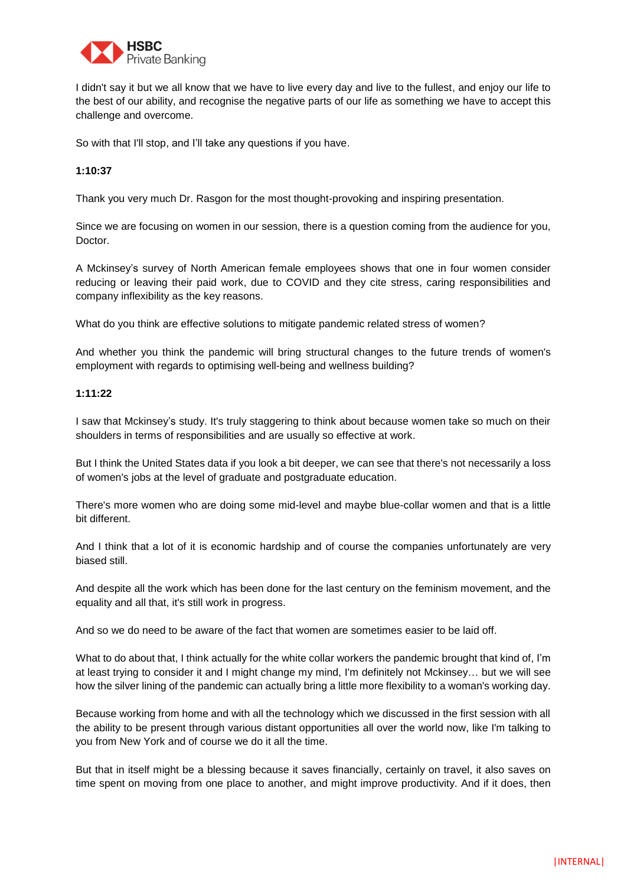I didn't say it but we all know that we have to live every day and live to the fullest, and enjoy our life to the best of our ability, and recognise the negative parts of our life as something we have to accept this challenge and overcome.

So with that I'll stop, and I'll take any questions if you have.

**1:10:37**

Thank you very much Dr. Rasgon for the most thought-provoking and inspiring presentation.

Since we are focusing on women in our session, there is a question coming from the audience for you, Doctor.

A Mckinsey's survey of North American female employees shows that one in four women consider reducing or leaving their paid work, due to COVID and they cite stress, caring responsibilities and company inflexibility as the key reasons.

What do you think are effective solutions to mitigate pandemic related stress of women?

And whether you think the pandemic will bring structural changes to the future trends of women's employment with regards to optimising well-being and wellness building?

**1:11:22**

I saw that Mckinsey's study. It's truly staggering to think about because women take so much on their shoulders in terms of responsibilities and are usually so effective at work.

But I think the United States data if you look a bit deeper, we can see that there's not necessarily a loss of women's jobs at the level of graduate and postgraduate education.

There's more women who are doing some mid-level and maybe blue-collar women and that is a little bit different.

And I think that a lot of it is economic hardship and of course the companies unfortunately are very biased still.

And despite all the work which has been done for the last century on the feminism movement, and the equality and all that, it's still work in progress.

And so we do need to be aware of the fact that women are sometimes easier to be laid off.

What to do about that, I think actually for the white collar workers the pandemic brought that kind of, I'm at least trying to consider it and I might change my mind, I'm definitely not Mckinsey… but we will see how the silver lining of the pandemic can actually bring a little more flexibility to a woman's working day.

Because working from home and with all the technology which we discussed in the first session with all the ability to be present through various distant opportunities all over the world now, like I'm talking to you from New York and of course we do it all the time.

But that in itself might be a blessing because it saves financially, certainly on travel, it also saves on time spent on moving from one place to another, and might improve productivity. And if it does, then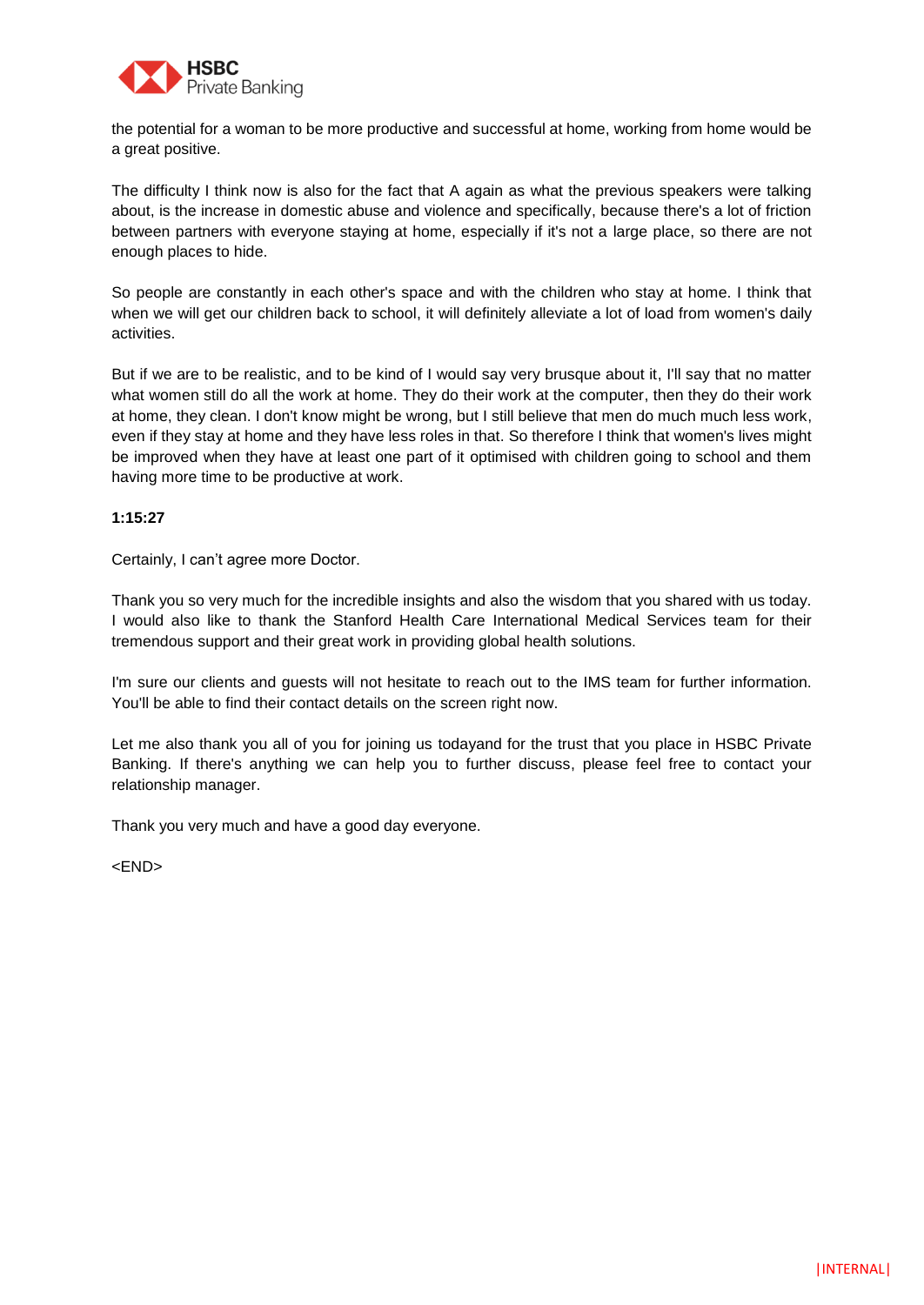the potential for a woman to be more productive and successful at home, working from home would be a great positive.

The difficulty I think now is also for the fact that A again as what the previous speakers were talking about, is the increase in domestic abuse and violence and specifically, because there's a lot of friction between partners with everyone staying at home, especially if it's not a large place, so there are not enough places to hide.

So people are constantly in each other's space and with the children who stay at home. I think that when we will get our children back to school, it will definitely alleviate a lot of load from women's daily activities.

But if we are to be realistic, and to be kind of I would say very brusque about it, I'll say that no matter what women still do all the work at home. They do their work at the computer, then they do their work at home, they clean. I don't know might be wrong, but I still believe that men do much much less work, even if they stay at home and they have less roles in that. So therefore I think that women's lives might be improved when they have at least one part of it optimised with children going to school and them having more time to be productive at work.

**1:15:27**

Certainly, I can't agree more Doctor.

Thank you so very much for the incredible insights and also the wisdom that you shared with us today. I would also like to thank the Stanford Health Care International Medical Services team for their tremendous support and their great work in providing global health solutions.

I'm sure our clients and guests will not hesitate to reach out to the IMS team for further information. You'll be able to find their contact details on the screen right now.

Let me also thank you all of you for joining us todayand for the trust that you place in HSBC Private Banking. If there's anything we can help you to further discuss, please feel free to contact your relationship manager.

Thank you very much and have a good day everyone.

<END>